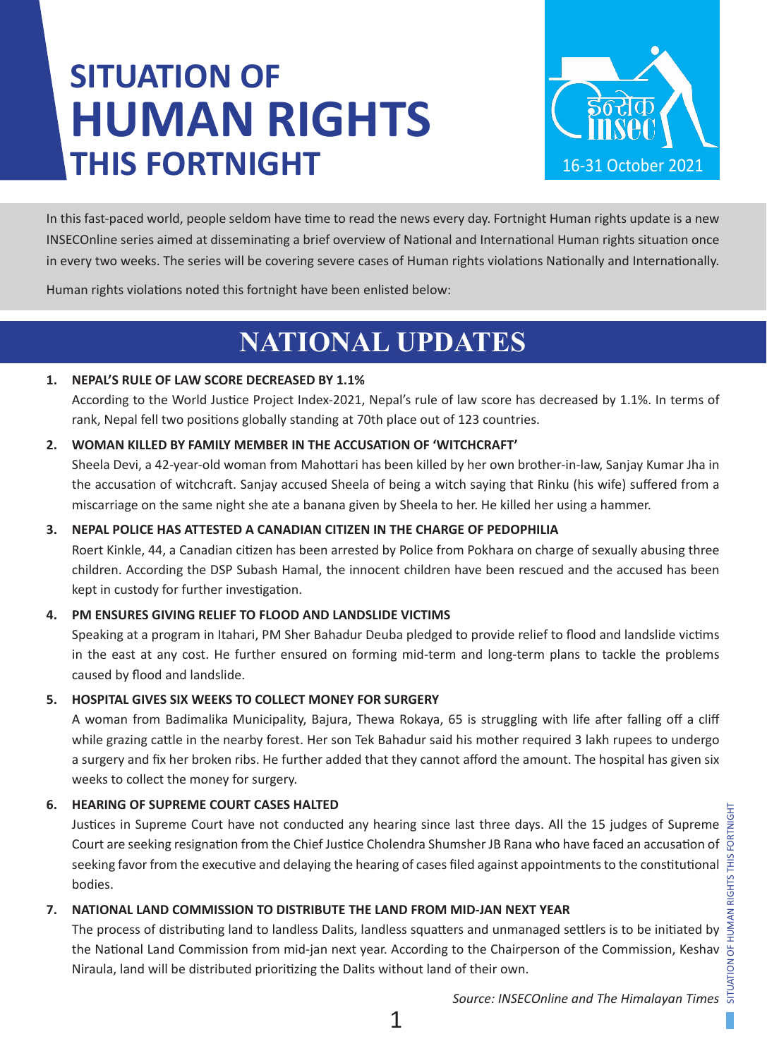# SITUATION OF HUMAN RIGHTS THIS FORTNIGHT

16-31 October 2021

In this fast-paced world, people seldom have time to read the news every day. Fortnight Human rights update is a new INSECOnline series aimed at disseminating a brief overview of National and International Human rights situation once in every two weeks. The series will be covering severe cases of Human rights violations Nationally and Internationally.

Human rights violations noted this fortnight have been enlisted below:

## NATIONAL UPDATES

1. **NEPAL'S RULE OF LAW SCORE DECREASED BY 1.1%**

   According to the World Justice Project Index-2021, Nepal's rule of law score has decreased by 1.1%. In terms of rank, Nepal fell two positions globally standing at 70th place out of 123 countries.

2. **WOMAN KILLED BY FAMILY MEMBER IN THE ACCUSATION OF 'WITCHCRAFT'**

   Sheela Devi, a 42-year-old woman from Mahottari has been killed by her own brother-in-law, Sanjay Kumar Jha in the accusation of witchcraft. Sanjay accused Sheela of being a witch saying that Rinku (his wife) suffered from a miscarriage on the same night she ate a banana given by Sheela to her. He killed her using a hammer.

3. **NEPAL POLICE HAS ATTESTED A CANADIAN CITIZEN IN THE CHARGE OF PEDOPHILIA**

   Roert Kinkle, 44, a Canadian citizen has been arrested by Police from Pokhara on charge of sexually abusing three children. According the DSP Subash Hamal, the innocent children have been rescued and the accused has been kept in custody for further investigation.

4. **PM ENSURES GIVING RELIEF TO FLOOD AND LANDSLIDE VICTIMS**

   Speaking at a program in Itahari, PM Sher Bahadur Deuba pledged to provide relief to flood and landslide victims in the east at any cost. He further ensured on forming mid-term and long-term plans to tackle the problems caused by flood and landslide.

5. **HOSPITAL GIVES SIX WEEKS TO COLLECT MONEY FOR SURGERY**

   A woman from Badimalika Municipality, Bajura, Thewa Rokaya, 65 is struggling with life after falling off a cliff while grazing cattle in the nearby forest. Her son Tek Bahadur said his mother required 3 lakh rupees to undergo a surgery and fix her broken ribs. He further added that they cannot afford the amount. The hospital has given six weeks to collect the money for surgery.

6. **HEARING OF SUPREME COURT CASES HALTED**

   Justices in Supreme Court have not conducted any hearing since last three days. All the 15 judges of Supreme Court are seeking resignation from the Chief Justice Cholendra Shumsher JB Rana who have faced an accusation of seeking favor from the executive and delaying the hearing of cases filed against appointments to the constitutional bodies.

7. **NATIONAL LAND COMMISSION TO DISTRIBUTE THE LAND FROM MID-JAN NEXT YEAR**

   The process of distributing land to landless Dalits, landless squatters and unmanaged settlers is to be initiated by the National Land Commission from mid-jan next year. According to the Chairperson of the Commission, Keshav Niraula, land will be distributed prioritizing the Dalits without land of their own.

*Source: INSECOnline and The Himalayan Times*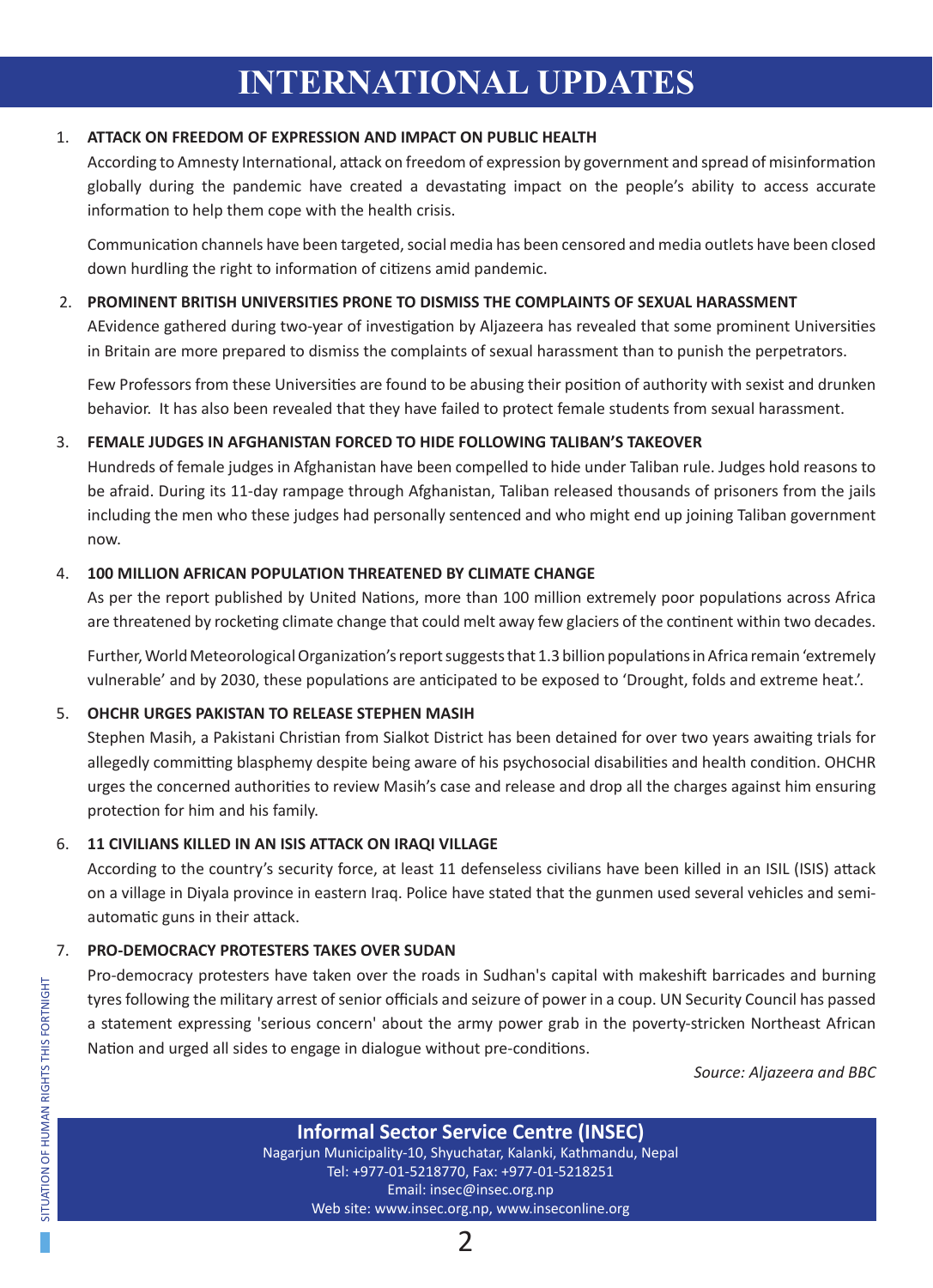# INTERNATIONAL UPDATES

1. **ATTACK ON FREEDOM OF EXPRESSION AND IMPACT ON PUBLIC HEALTH**

   According to Amnesty International, attack on freedom of expression by government and spread of misinformation globally during the pandemic have created a devastating impact on the people's ability to access accurate information to help them cope with the health crisis.

   Communication channels have been targeted, social media has been censored and media outlets have been closed down hurdling the right to information of citizens amid pandemic.

2. **PROMINENT BRITISH UNIVERSITIES PRONE TO DISMISS THE COMPLAINTS OF SEXUAL HARASSMENT**

   AEvidence gathered during two-year of investigation by Aljazeera has revealed that some prominent Universities in Britain are more prepared to dismiss the complaints of sexual harassment than to punish the perpetrators.

   Few Professors from these Universities are found to be abusing their position of authority with sexist and drunken behavior. It has also been revealed that they have failed to protect female students from sexual harassment.

3. **FEMALE JUDGES IN AFGHANISTAN FORCED TO HIDE FOLLOWING TALIBAN'S TAKEOVER**

   Hundreds of female judges in Afghanistan have been compelled to hide under Taliban rule. Judges hold reasons to be afraid. During its 11-day rampage through Afghanistan, Taliban released thousands of prisoners from the jails including the men who these judges had personally sentenced and who might end up joining Taliban government now.

4. **100 MILLION AFRICAN POPULATION THREATENED BY CLIMATE CHANGE**

   As per the report published by United Nations, more than 100 million extremely poor populations across Africa are threatened by rocketing climate change that could melt away few glaciers of the continent within two decades.

   Further, World Meteorological Organization's report suggests that 1.3 billion populations in Africa remain 'extremely vulnerable' and by 2030, these populations are anticipated to be exposed to 'Drought, folds and extreme heat.'.

5. **OHCHR URGES PAKISTAN TO RELEASE STEPHEN MASIH**

   Stephen Masih, a Pakistani Christian from Sialkot District has been detained for over two years awaiting trials for allegedly committing blasphemy despite being aware of his psychosocial disabilities and health condition. OHCHR urges the concerned authorities to review Masih's case and release and drop all the charges against him ensuring protection for him and his family.

6. **11 CIVILIANS KILLED IN AN ISIS ATTACK ON IRAQI VILLAGE**

   According to the country's security force, at least 11 defenseless civilians have been killed in an ISIL (ISIS) attack on a village in Diyala province in eastern Iraq. Police have stated that the gunmen used several vehicles and semi-automatic guns in their attack.

7. **PRO-DEMOCRACY PROTESTERS TAKES OVER SUDAN**

   Pro-democracy protesters have taken over the roads in Sudhan's capital with makeshift barricades and burning tyres following the military arrest of senior officials and seizure of power in a coup. UN Security Council has passed a statement expressing 'serious concern' about the army power grab in the poverty-stricken Northeast African Nation and urged all sides to engage in dialogue without pre-conditions.

*Source: Aljazeera and BBC*

**Informal Sector Service Centre (INSEC)**
Nagarjun Municipality-10, Shyuchatar, Kalanki, Kathmandu, Nepal
Tel: +977-01-5218770, Fax: +977-01-5218251
Email: insec@insec.org.np
Web site: www.insec.org.np, www.inseconline.org